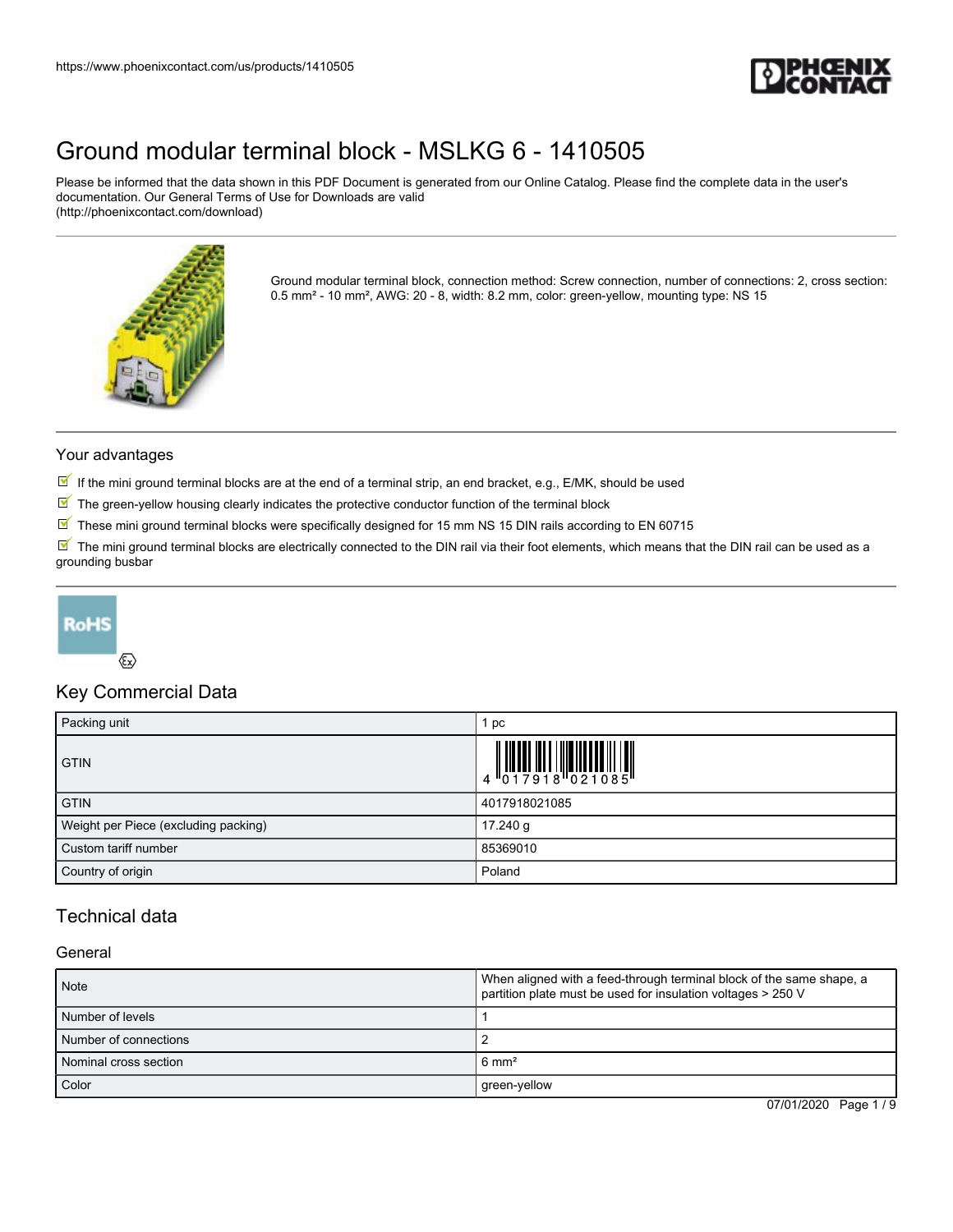# Ground modular terminal block - MSLKG 6 - 1410505

Please be informed that the data shown in this PDF Document is generated from our Online Catalog. Please find the complete data in the user's documentation. Our General Terms of Use for Downloads are valid (http://phoenixcontact.com/download)

Ground modular terminal block, connection method: Screw connection, number of connections: 2, cross section: 0.5 mm² - 10 mm², AWG: 20 - 8, width: 8.2 mm, color: green-yellow, mounting type: NS 15

## Your advantages

- If the mini ground terminal blocks are at the end of a terminal strip, an end bracket, e.g., E/MK, should be used
- The green-yellow housing clearly indicates the protective conductor function of the terminal block
- These mini ground terminal blocks were specifically designed for 15 mm NS 15 DIN rails according to EN 60715
- The mini ground terminal blocks are electrically connected to the DIN rail via their foot elements, which means that the DIN rail can be used as a grounding busbar

## Key Commercial Data

| Packing unit | 1 pc |
|---|---|
| GTIN | 4 017918 021085 |
| GTIN | 4017918021085 |
| Weight per Piece (excluding packing) | 17.240 g |
| Custom tariff number | 85369010 |
| Country of origin | Poland |

## Technical data

### General

| Note | When aligned with a feed-through terminal block of the same shape, a partition plate must be used for insulation voltages > 250 V |
|---|---|
| Number of levels | 1 |
| Number of connections | 2 |
| Nominal cross section | 6 mm² |
| Color | green-yellow |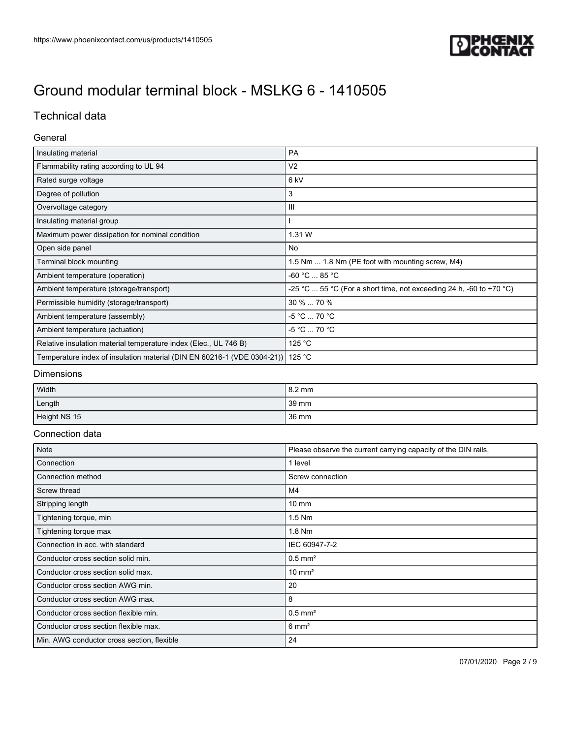# Ground modular terminal block - MSLKG 6 - 1410505

## Technical data

### General

| | |
|---|---|
| Insulating material | PA |
| Flammability rating according to UL 94 | V2 |
| Rated surge voltage | 6 kV |
| Degree of pollution | 3 |
| Overvoltage category | III |
| Insulating material group | I |
| Maximum power dissipation for nominal condition | 1.31 W |
| Open side panel | No |
| Terminal block mounting | 1.5 Nm ... 1.8 Nm (PE foot with mounting screw, M4) |
| Ambient temperature (operation) | -60 °C ... 85 °C |
| Ambient temperature (storage/transport) | -25 °C ... 55 °C (For a short time, not exceeding 24 h, -60 to +70 °C) |
| Permissible humidity (storage/transport) | 30 % ... 70 % |
| Ambient temperature (assembly) | -5 °C ... 70 °C |
| Ambient temperature (actuation) | -5 °C ... 70 °C |
| Relative insulation material temperature index (Elec., UL 746 B) | 125 °C |
| Temperature index of insulation material (DIN EN 60216-1 (VDE 0304-21)) | 125 °C |

### Dimensions

| | |
|---|---|
| Width | 8.2 mm |
| Length | 39 mm |
| Height NS 15 | 36 mm |

### Connection data

| | |
|---|---|
| Note | Please observe the current carrying capacity of the DIN rails. |
| Connection | 1 level |
| Connection method | Screw connection |
| Screw thread | M4 |
| Stripping length | 10 mm |
| Tightening torque, min | 1.5 Nm |
| Tightening torque max | 1.8 Nm |
| Connection in acc. with standard | IEC 60947-7-2 |
| Conductor cross section solid min. | 0.5 mm² |
| Conductor cross section solid max. | 10 mm² |
| Conductor cross section AWG min. | 20 |
| Conductor cross section AWG max. | 8 |
| Conductor cross section flexible min. | 0.5 mm² |
| Conductor cross section flexible max. | 6 mm² |
| Min. AWG conductor cross section, flexible | 24 |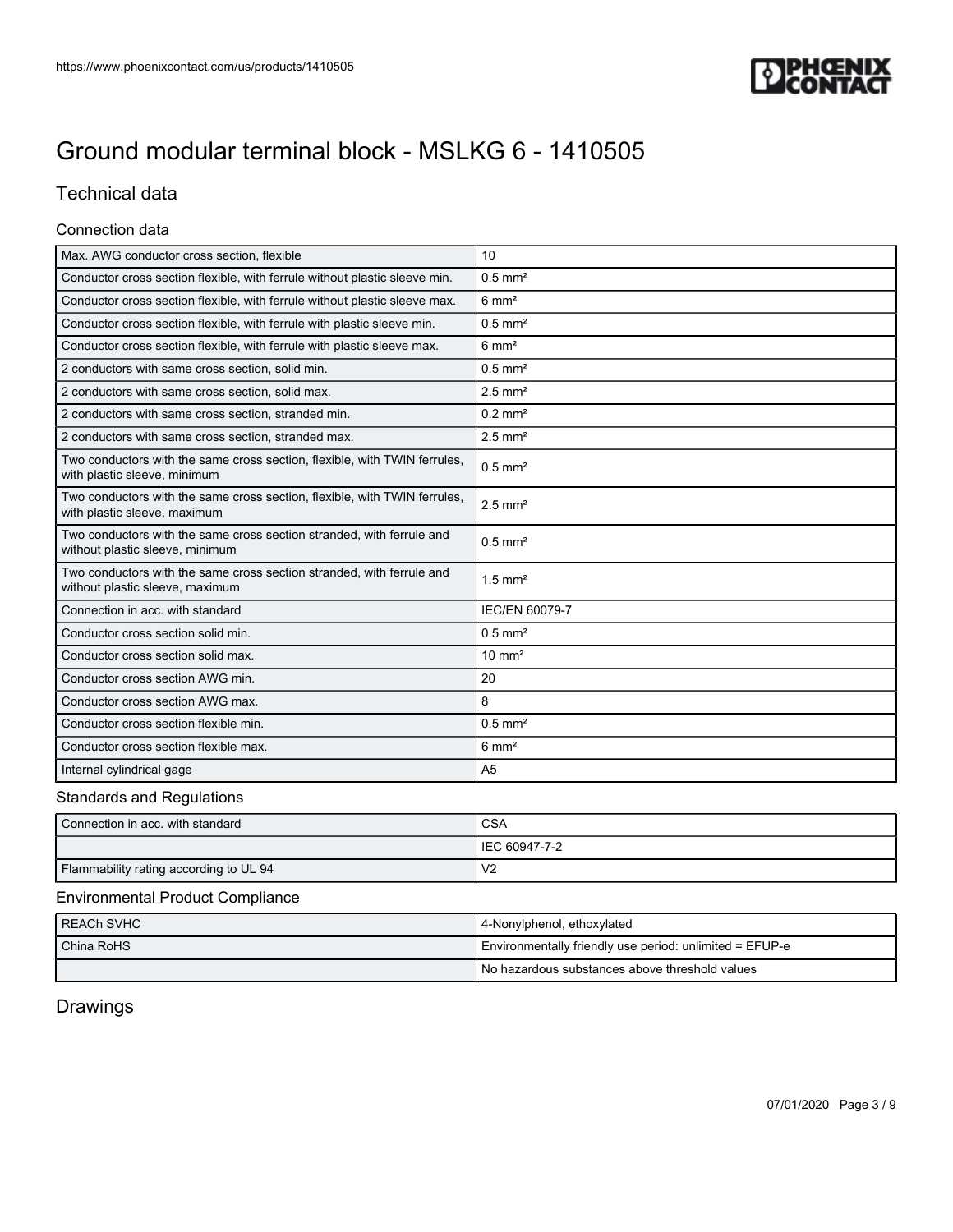# Ground modular terminal block - MSLKG 6 - 1410505

## Technical data

### Connection data

| | |
|---|---|
| Max. AWG conductor cross section, flexible | 10 |
| Conductor cross section flexible, with ferrule without plastic sleeve min. | 0.5 mm² |
| Conductor cross section flexible, with ferrule without plastic sleeve max. | 6 mm² |
| Conductor cross section flexible, with ferrule with plastic sleeve min. | 0.5 mm² |
| Conductor cross section flexible, with ferrule with plastic sleeve max. | 6 mm² |
| 2 conductors with same cross section, solid min. | 0.5 mm² |
| 2 conductors with same cross section, solid max. | 2.5 mm² |
| 2 conductors with same cross section, stranded min. | 0.2 mm² |
| 2 conductors with same cross section, stranded max. | 2.5 mm² |
| Two conductors with the same cross section, flexible, with TWIN ferrules, with plastic sleeve, minimum | 0.5 mm² |
| Two conductors with the same cross section, flexible, with TWIN ferrules, with plastic sleeve, maximum | 2.5 mm² |
| Two conductors with the same cross section stranded, with ferrule and without plastic sleeve, minimum | 0.5 mm² |
| Two conductors with the same cross section stranded, with ferrule and without plastic sleeve, maximum | 1.5 mm² |
| Connection in acc. with standard | IEC/EN 60079-7 |
| Conductor cross section solid min. | 0.5 mm² |
| Conductor cross section solid max. | 10 mm² |
| Conductor cross section AWG min. | 20 |
| Conductor cross section AWG max. | 8 |
| Conductor cross section flexible min. | 0.5 mm² |
| Conductor cross section flexible max. | 6 mm² |
| Internal cylindrical gage | A5 |

### Standards and Regulations

| | |
|---|---|
| Connection in acc. with standard | CSA |
| | IEC 60947-7-2 |
| Flammability rating according to UL 94 | V2 |

### Environmental Product Compliance

| | |
|---|---|
| REACh SVHC | 4-Nonylphenol, ethoxylated |
| China RoHS | Environmentally friendly use period: unlimited = EFUP-e |
| | No hazardous substances above threshold values |

## Drawings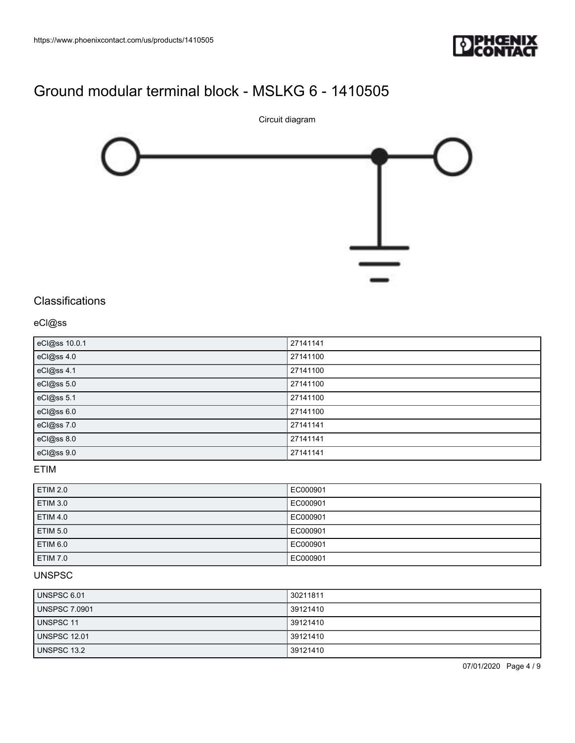# Ground modular terminal block - MSLKG 6 - 1410505

Circuit diagram

## Classifications

### eCl@ss

| | |
|---|---|
| eCl@ss 10.0.1 | 27141141 |
| eCl@ss 4.0 | 27141100 |
| eCl@ss 4.1 | 27141100 |
| eCl@ss 5.0 | 27141100 |
| eCl@ss 5.1 | 27141100 |
| eCl@ss 6.0 | 27141100 |
| eCl@ss 7.0 | 27141141 |
| eCl@ss 8.0 | 27141141 |
| eCl@ss 9.0 | 27141141 |

### ETIM

| | |
|---|---|
| ETIM 2.0 | EC000901 |
| ETIM 3.0 | EC000901 |
| ETIM 4.0 | EC000901 |
| ETIM 5.0 | EC000901 |
| ETIM 6.0 | EC000901 |
| ETIM 7.0 | EC000901 |

### UNSPSC

| | |
|---|---|
| UNSPSC 6.01 | 30211811 |
| UNSPSC 7.0901 | 39121410 |
| UNSPSC 11 | 39121410 |
| UNSPSC 12.01 | 39121410 |
| UNSPSC 13.2 | 39121410 |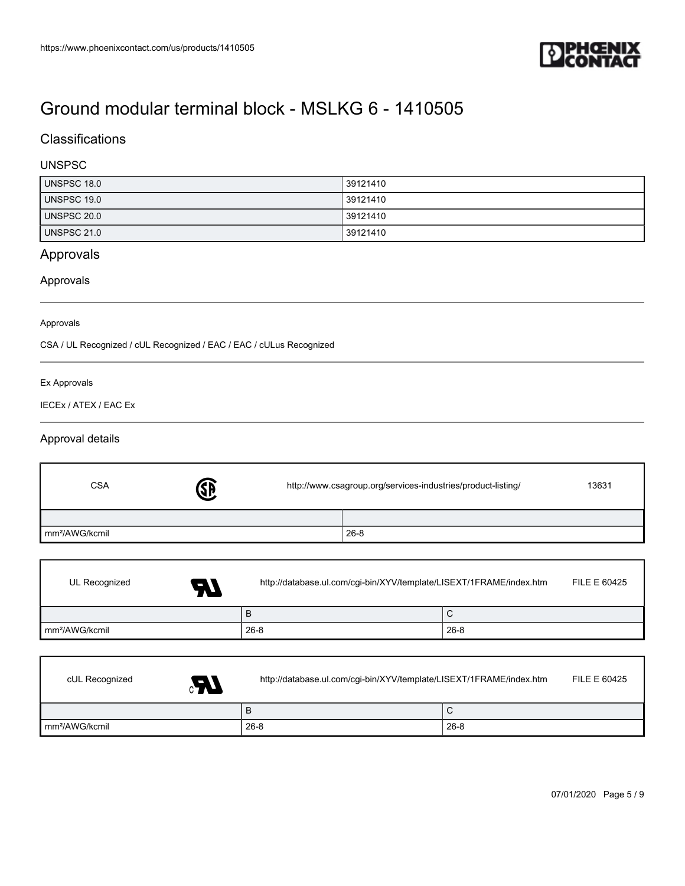# Ground modular terminal block - MSLKG 6 - 1410505

## Classifications

### UNSPSC

| UNSPSC 18.0 | 39121410 |
|---|---|
| UNSPSC 19.0 | 39121410 |
| UNSPSC 20.0 | 39121410 |
| UNSPSC 21.0 | 39121410 |

## Approvals

### Approvals

Approvals

CSA / UL Recognized / cUL Recognized / EAC / EAC / cULus Recognized

Ex Approvals

IECEx / ATEX / EAC Ex

### Approval details

| CSA | http://www.csagroup.org/services-industries/product-listing/ | 13631 |
|---|---|---|
| | | |
| mm²/AWG/kcmil | 26-8 | |

| UL Recognized | http://database.ul.com/cgi-bin/XYV/template/LISEXT/1FRAME/index.htm | FILE E 60425 |
|---|---|---|
| | B | C |
| mm²/AWG/kcmil | 26-8 | 26-8 |

| cUL Recognized | http://database.ul.com/cgi-bin/XYV/template/LISEXT/1FRAME/index.htm | FILE E 60425 |
|---|---|---|
| | B | C |
| mm²/AWG/kcmil | 26-8 | 26-8 |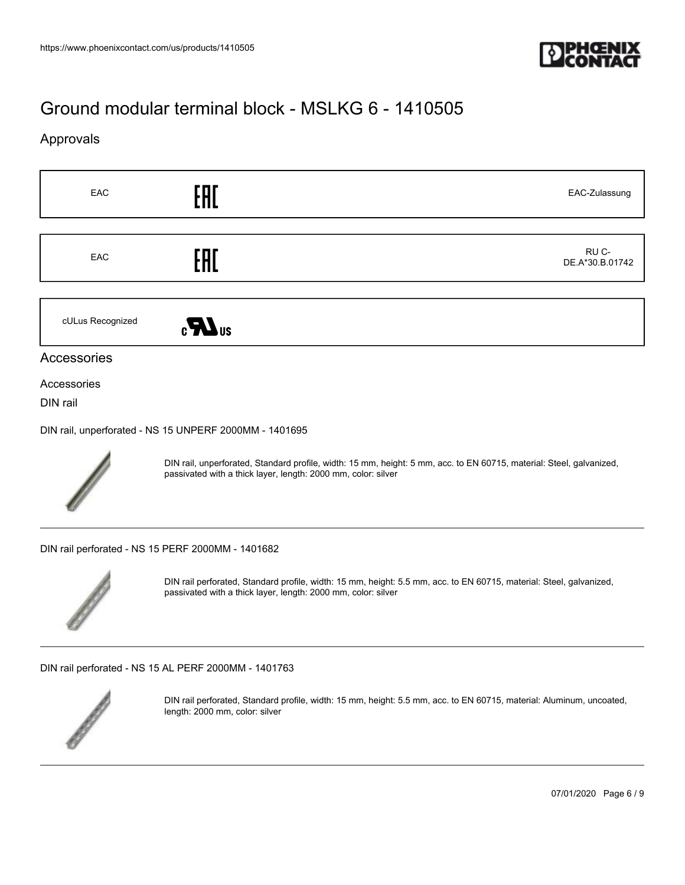# Ground modular terminal block - MSLKG 6 - 1410505

## Approvals

| | | |
|---|---|---|
| EAC | EAC | EAC-Zulassung |
| EAC | EAC | RU C-DE.A*30.B.01742 |
| cULus Recognized | cULus | |

## Accessories

Accessories

DIN rail

DIN rail, unperforated - NS 15 UNPERF 2000MM - 1401695

DIN rail, unperforated, Standard profile, width: 15 mm, height: 5 mm, acc. to EN 60715, material: Steel, galvanized, passivated with a thick layer, length: 2000 mm, color: silver

---

DIN rail perforated - NS 15 PERF 2000MM - 1401682

DIN rail perforated, Standard profile, width: 15 mm, height: 5.5 mm, acc. to EN 60715, material: Steel, galvanized, passivated with a thick layer, length: 2000 mm, color: silver

---

DIN rail perforated - NS 15 AL PERF 2000MM - 1401763

DIN rail perforated, Standard profile, width: 15 mm, height: 5.5 mm, acc. to EN 60715, material: Aluminum, uncoated, length: 2000 mm, color: silver

---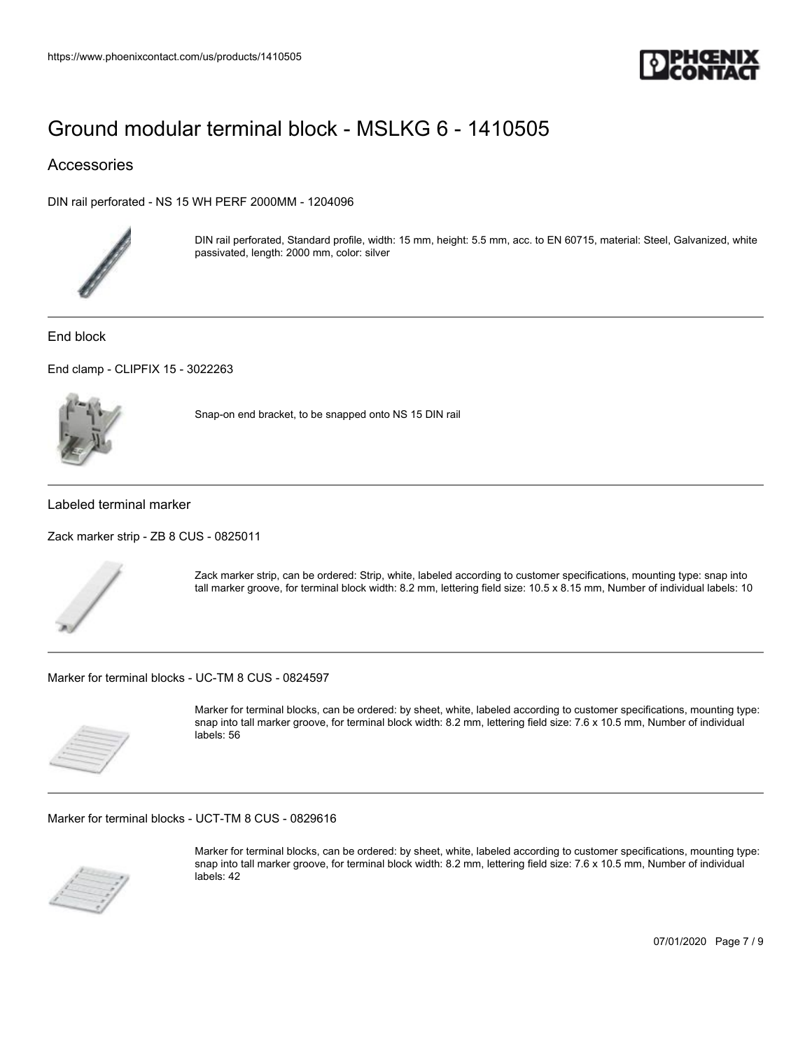# Ground modular terminal block - MSLKG 6 - 1410505

## Accessories

DIN rail perforated - NS 15 WH PERF 2000MM - 1204096

DIN rail perforated, Standard profile, width: 15 mm, height: 5.5 mm, acc. to EN 60715, material: Steel, Galvanized, white passivated, length: 2000 mm, color: silver

### End block

End clamp - CLIPFIX 15 - 3022263

Snap-on end bracket, to be snapped onto NS 15 DIN rail

### Labeled terminal marker

Zack marker strip - ZB 8 CUS - 0825011

Zack marker strip, can be ordered: Strip, white, labeled according to customer specifications, mounting type: snap into tall marker groove, for terminal block width: 8.2 mm, lettering field size: 10.5 x 8.15 mm, Number of individual labels: 10

Marker for terminal blocks - UC-TM 8 CUS - 0824597

Marker for terminal blocks, can be ordered: by sheet, white, labeled according to customer specifications, mounting type: snap into tall marker groove, for terminal block width: 8.2 mm, lettering field size: 7.6 x 10.5 mm, Number of individual labels: 56

Marker for terminal blocks - UCT-TM 8 CUS - 0829616

Marker for terminal blocks, can be ordered: by sheet, white, labeled according to customer specifications, mounting type: snap into tall marker groove, for terminal block width: 8.2 mm, lettering field size: 7.6 x 10.5 mm, Number of individual labels: 42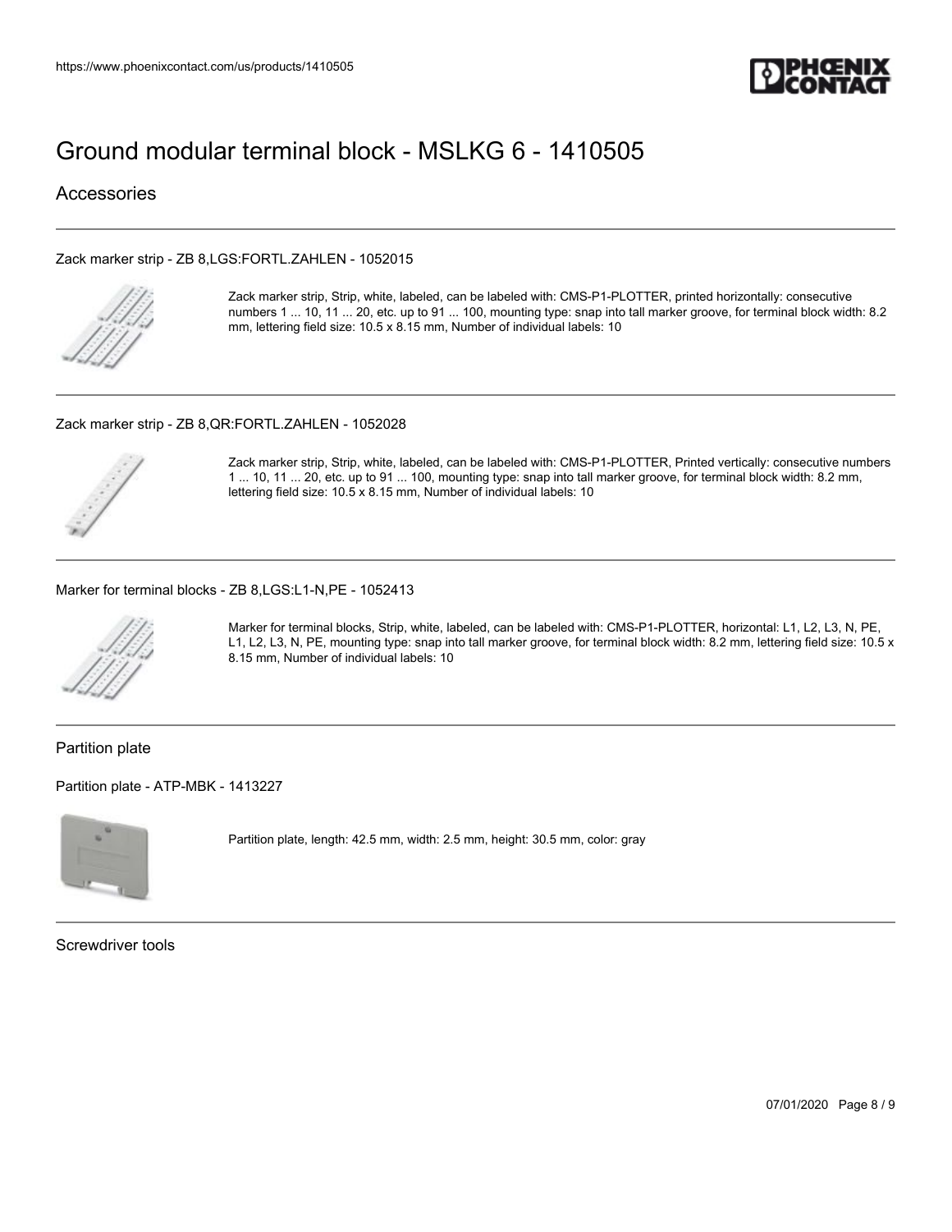# Ground modular terminal block - MSLKG 6 - 1410505

## Accessories

Zack marker strip - ZB 8,LGS:FORTL.ZAHLEN - 1052015

Zack marker strip, Strip, white, labeled, can be labeled with: CMS-P1-PLOTTER, printed horizontally: consecutive numbers 1 ... 10, 11 ... 20, etc. up to 91 ... 100, mounting type: snap into tall marker groove, for terminal block width: 8.2 mm, lettering field size: 10.5 x 8.15 mm, Number of individual labels: 10

Zack marker strip - ZB 8,QR:FORTL.ZAHLEN - 1052028

Zack marker strip, Strip, white, labeled, can be labeled with: CMS-P1-PLOTTER, Printed vertically: consecutive numbers 1 ... 10, 11 ... 20, etc. up to 91 ... 100, mounting type: snap into tall marker groove, for terminal block width: 8.2 mm, lettering field size: 10.5 x 8.15 mm, Number of individual labels: 10

Marker for terminal blocks - ZB 8,LGS:L1-N,PE - 1052413

Marker for terminal blocks, Strip, white, labeled, can be labeled with: CMS-P1-PLOTTER, horizontal: L1, L2, L3, N, PE, L1, L2, L3, N, PE, mounting type: snap into tall marker groove, for terminal block width: 8.2 mm, lettering field size: 10.5 x 8.15 mm, Number of individual labels: 10

### Partition plate

Partition plate - ATP-MBK - 1413227

Partition plate, length: 42.5 mm, width: 2.5 mm, height: 30.5 mm, color: gray

### Screwdriver tools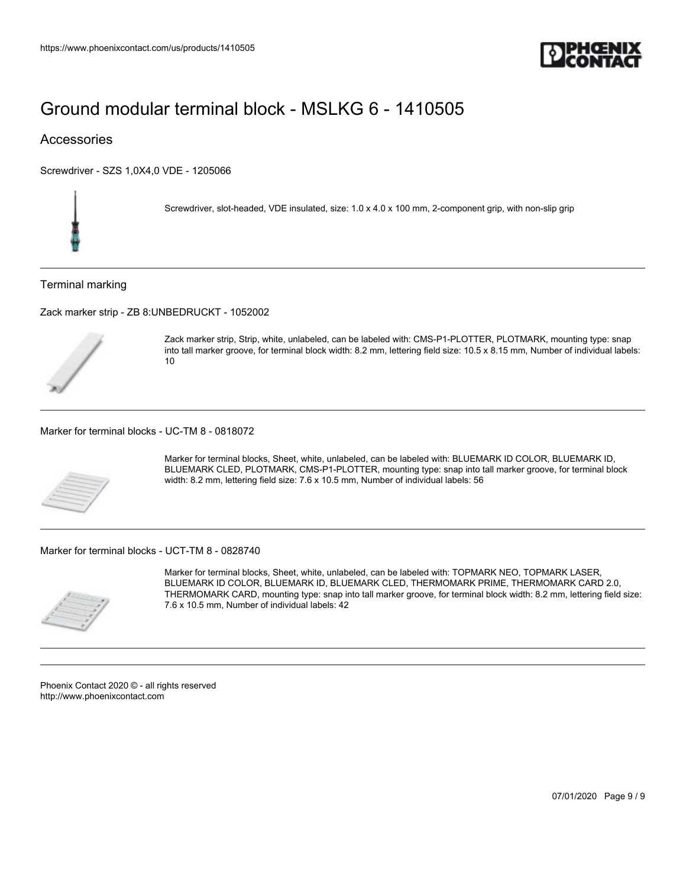# Ground modular terminal block - MSLKG 6 - 1410505

## Accessories

Screwdriver - SZS 1,0X4,0 VDE - 1205066

Screwdriver, slot-headed, VDE insulated, size: 1.0 x 4.0 x 100 mm, 2-component grip, with non-slip grip

### Terminal marking

Zack marker strip - ZB 8:UNBEDRUCKT - 1052002

Zack marker strip, Strip, white, unlabeled, can be labeled with: CMS-P1-PLOTTER, PLOTMARK, mounting type: snap into tall marker groove, for terminal block width: 8.2 mm, lettering field size: 10.5 x 8.15 mm, Number of individual labels: 10

Marker for terminal blocks - UC-TM 8 - 0818072

Marker for terminal blocks, Sheet, white, unlabeled, can be labeled with: BLUEMARK ID COLOR, BLUEMARK ID, BLUEMARK CLED, PLOTMARK, CMS-P1-PLOTTER, mounting type: snap into tall marker groove, for terminal block width: 8.2 mm, lettering field size: 7.6 x 10.5 mm, Number of individual labels: 56

Marker for terminal blocks - UCT-TM 8 - 0828740

Marker for terminal blocks, Sheet, white, unlabeled, can be labeled with: TOPMARK NEO, TOPMARK LASER, BLUEMARK ID COLOR, BLUEMARK ID, BLUEMARK CLED, THERMOMARK PRIME, THERMOMARK CARD 2.0, THERMOMARK CARD, mounting type: snap into tall marker groove, for terminal block width: 8.2 mm, lettering field size: 7.6 x 10.5 mm, Number of individual labels: 42

Phoenix Contact 2020 © - all rights reserved
http://www.phoenixcontact.com